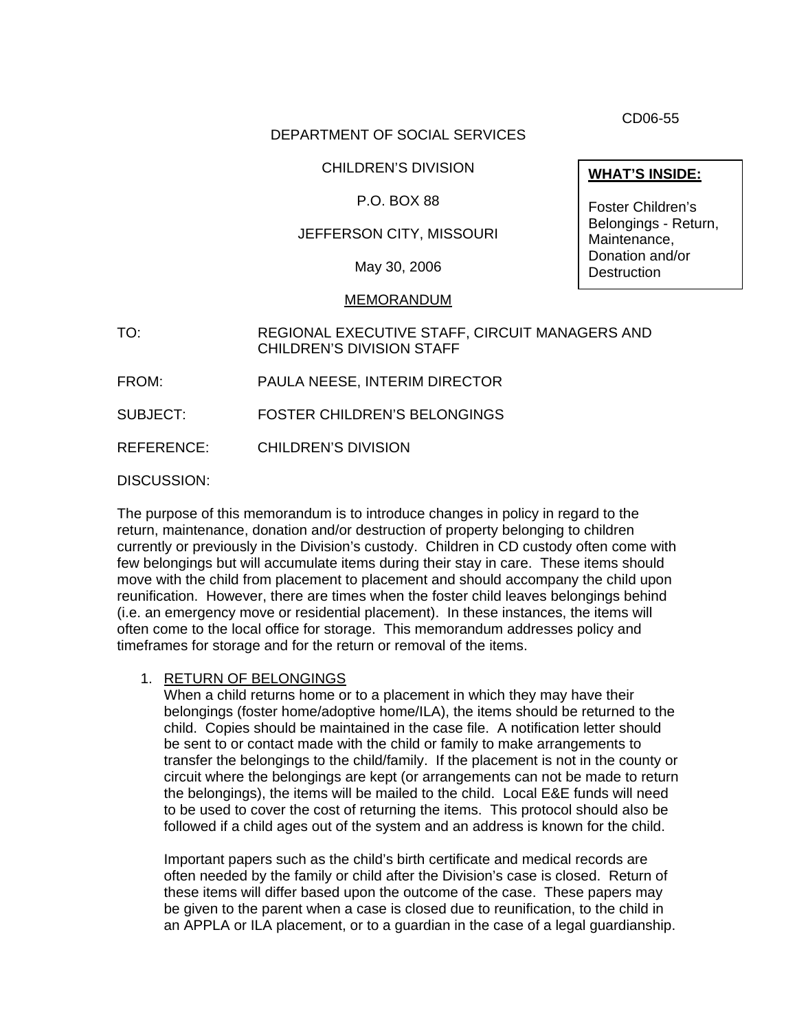CD06-55

DEPARTMENT OF SOCIAL SERVICES

CHILDREN'S DIVISION

P.O. BOX 88

JEFFERSON CITY, MISSOURI

May 30, 2006

**WHAT'S INSIDE:**

Foster Children's Belongings - Return, Maintenance, Donation and/or Destruction

MEMORANDUM

TO: REGIONAL EXECUTIVE STAFF, CIRCUIT MANAGERS AND CHILDREN'S DIVISION STAFF

FROM: PAULA NEESE, INTERIM DIRECTOR

SUBJECT: FOSTER CHILDREN'S BELONGINGS

REFERENCE: CHILDREN'S DIVISION

DISCUSSION:

The purpose of this memorandum is to introduce changes in policy in regard to the return, maintenance, donation and/or destruction of property belonging to children currently or previously in the Division's custody. Children in CD custody often come with few belongings but will accumulate items during their stay in care. These items should move with the child from placement to placement and should accompany the child upon reunification. However, there are times when the foster child leaves belongings behind (i.e. an emergency move or residential placement). In these instances, the items will often come to the local office for storage. This memorandum addresses policy and timeframes for storage and for the return or removal of the items.

1. RETURN OF BELONGINGS

   When a child returns home or to a placement in which they may have their belongings (foster home/adoptive home/ILA), the items should be returned to the child. Copies should be maintained in the case file. A notification letter should be sent to or contact made with the child or family to make arrangements to transfer the belongings to the child/family. If the placement is not in the county or circuit where the belongings are kept (or arrangements can not be made to return the belongings), the items will be mailed to the child. Local E&E funds will need to be used to cover the cost of returning the items. This protocol should also be followed if a child ages out of the system and an address is known for the child.

   Important papers such as the child's birth certificate and medical records are often needed by the family or child after the Division's case is closed. Return of these items will differ based upon the outcome of the case. These papers may be given to the parent when a case is closed due to reunification, to the child in an APPLA or ILA placement, or to a guardian in the case of a legal guardianship.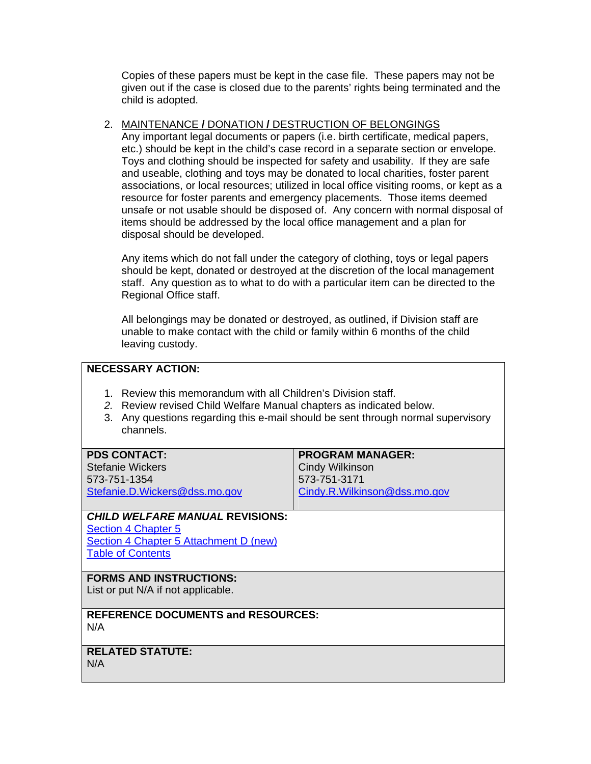Copies of these papers must be kept in the case file. These papers may not be given out if the case is closed due to the parents' rights being terminated and the child is adopted.

2. MAINTENANCE **/** DONATION **/** DESTRUCTION OF BELONGINGS
   Any important legal documents or papers (i.e. birth certificate, medical papers, etc.) should be kept in the child's case record in a separate section or envelope. Toys and clothing should be inspected for safety and usability. If they are safe and useable, clothing and toys may be donated to local charities, foster parent associations, or local resources; utilized in local office visiting rooms, or kept as a resource for foster parents and emergency placements. Those items deemed unsafe or not usable should be disposed of. Any concern with normal disposal of items should be addressed by the local office management and a plan for disposal should be developed.

   Any items which do not fall under the category of clothing, toys or legal papers should be kept, donated or destroyed at the discretion of the local management staff. Any question as to what to do with a particular item can be directed to the Regional Office staff.

   All belongings may be donated or destroyed, as outlined, if Division staff are unable to make contact with the child or family within 6 months of the child leaving custody.

**NECESSARY ACTION:**

1. Review this memorandum with all Children's Division staff.
2. Review revised Child Welfare Manual chapters as indicated below.
3. Any questions regarding this e-mail should be sent through normal supervisory channels.

| | |
|---|---|
| **PDS CONTACT:**<br>Stefanie Wickers<br>573-751-1354<br>Stefanie.D.Wickers@dss.mo.gov | **PROGRAM MANAGER:**<br>Cindy Wilkinson<br>573-751-3171<br>Cindy.R.Wilkinson@dss.mo.gov |

***CHILD WELFARE MANUAL* REVISIONS:**
Section 4 Chapter 5
Section 4 Chapter 5 Attachment D (new)
Table of Contents

**FORMS AND INSTRUCTIONS:**
List or put N/A if not applicable.

**REFERENCE DOCUMENTS and RESOURCES:**
N/A

**RELATED STATUTE:**
N/A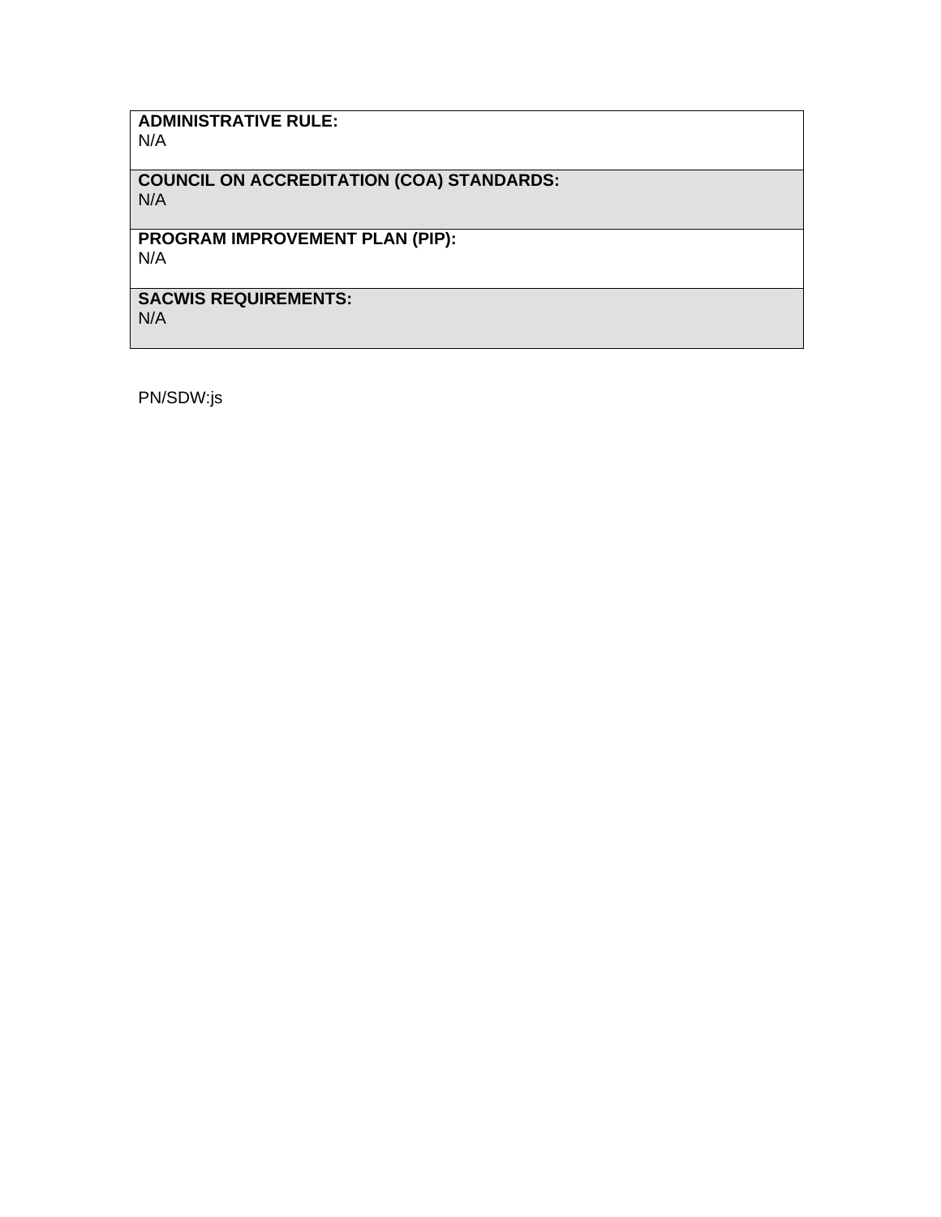| |
| --- |
| **ADMINISTRATIVE RULE:**<br>N/A |
| **COUNCIL ON ACCREDITATION (COA) STANDARDS:**<br>N/A |
| **PROGRAM IMPROVEMENT PLAN (PIP):**<br>N/A |
| **SACWIS REQUIREMENTS:**<br>N/A |

PN/SDW:js